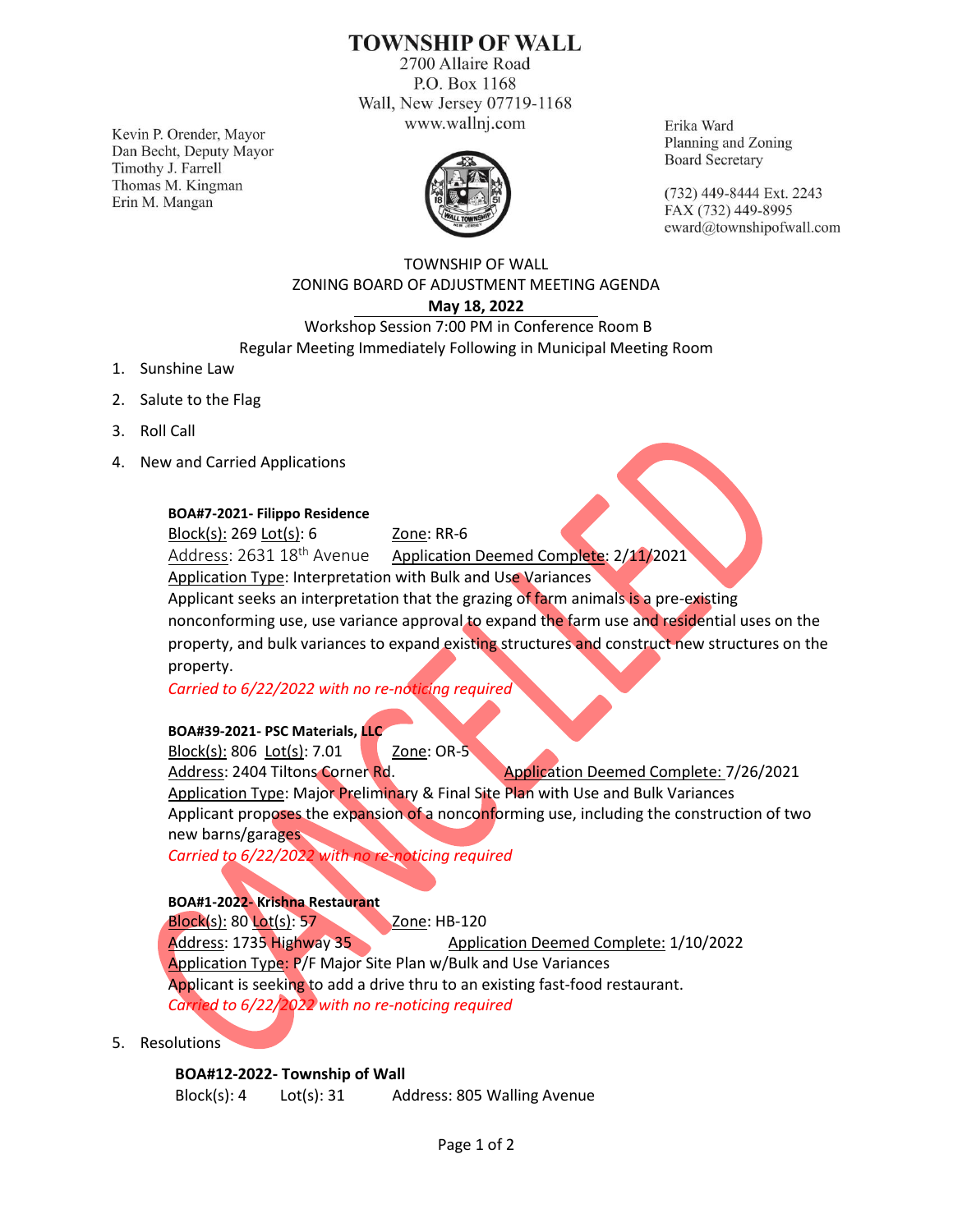# TOWNSHIP OF WALL

2700 Allaire Road
P.O. Box 1168
Wall, New Jersey 07719-1168
www.wallnj.com

Kevin P. Orender, Mayor
Dan Becht, Deputy Mayor
Timothy J. Farrell
Thomas M. Kingman
Erin M. Mangan

Erika Ward
Planning and Zoning
Board Secretary

(732) 449-8444 Ext. 2243
FAX (732) 449-8995
eward@townshipofwall.com

CANCELED

TOWNSHIP OF WALL
ZONING BOARD OF ADJUSTMENT MEETING AGENDA
**May 18, 2022**
Workshop Session 7:00 PM in Conference Room B
Regular Meeting Immediately Following in Municipal Meeting Room

1. Sunshine Law
2. Salute to the Flag
3. Roll Call
4. New and Carried Applications

**BOA#7-2021- Filippo Residence**
Block(s): 269 Lot(s): 6 Zone: RR-6
Address: 2631 18th Avenue Application Deemed Complete: 2/11/2021
Application Type: Interpretation with Bulk and Use Variances
Applicant seeks an interpretation that the grazing of farm animals is a pre-existing nonconforming use, use variance approval to expand the farm use and residential uses on the property, and bulk variances to expand existing structures and construct new structures on the property.
*Carried to 6/22/2022 with no re-noticing required*

**BOA#39-2021- PSC Materials, LLC**
Block(s): 806 Lot(s): 7.01 Zone: OR-5
Address: 2404 Tiltons Corner Rd. Application Deemed Complete: 7/26/2021
Application Type: Major Preliminary & Final Site Plan with Use and Bulk Variances
Applicant proposes the expansion of a nonconforming use, including the construction of two new barns/garages
*Carried to 6/22/2022 with no re-noticing required*

**BOA#1-2022- Krishna Restaurant**
Block(s): 80 Lot(s): 57 Zone: HB-120
Address: 1735 Highway 35 Application Deemed Complete: 1/10/2022
Application Type: P/F Major Site Plan w/Bulk and Use Variances
Applicant is seeking to add a drive thru to an existing fast-food restaurant.
*Carried to 6/22/2022 with no re-noticing required*

5. Resolutions

**BOA#12-2022- Township of Wall**
Block(s): 4 Lot(s): 31 Address: 805 Walling Avenue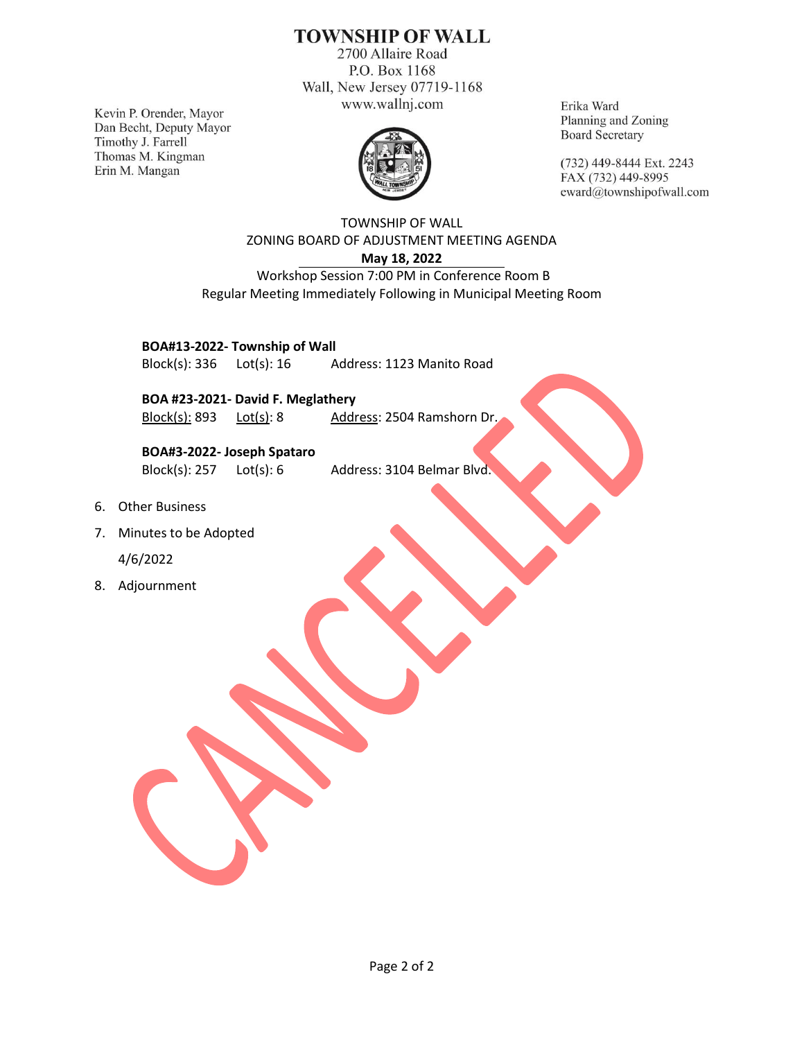# TOWNSHIP OF WALL

2700 Allaire Road
P.O. Box 1168
Wall, New Jersey 07719-1168
www.wallnj.com

Kevin P. Orender, Mayor
Dan Becht, Deputy Mayor
Timothy J. Farrell
Thomas M. Kingman
Erin M. Mangan

Erika Ward
Planning and Zoning
Board Secretary

(732) 449-8444 Ext. 2243
FAX (732) 449-8995
eward@townshipofwall.com

TOWNSHIP OF WALL
ZONING BOARD OF ADJUSTMENT MEETING AGENDA
**May 18, 2022**
Workshop Session 7:00 PM in Conference Room B
Regular Meeting Immediately Following in Municipal Meeting Room

**BOA#13-2022- Township of Wall**
Block(s): 336 Lot(s): 16 Address: 1123 Manito Road

**BOA #23-2021- David F. Meglathery**
Block(s): 893 Lot(s): 8 Address: 2504 Ramshorn Dr.

**BOA#3-2022- Joseph Spataro**
Block(s): 257 Lot(s): 6 Address: 3104 Belmar Blvd.

6. Other Business
7. Minutes to be Adopted
   4/6/2022
8. Adjournment

CANCELLED